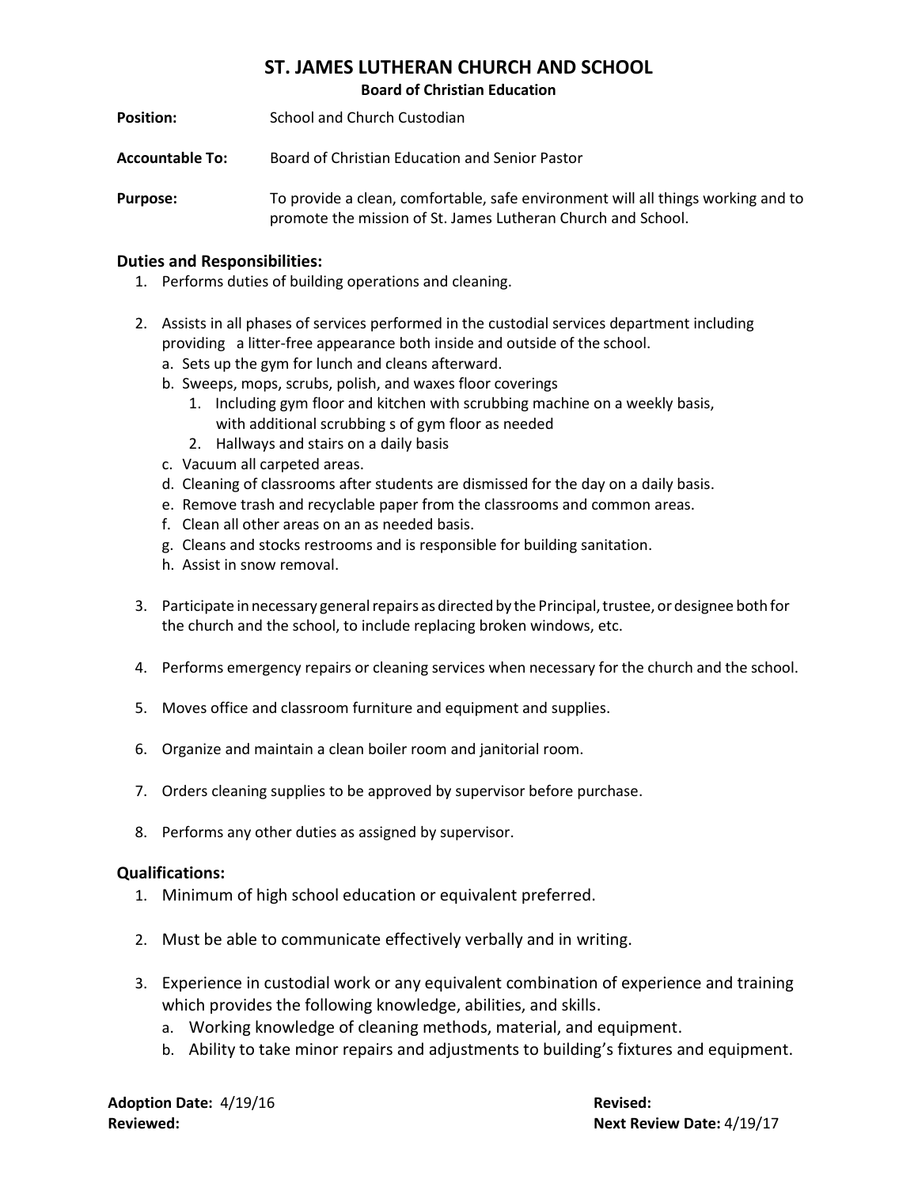# ST. JAMES LUTHERAN CHURCH AND SCHOOL

**Board of Christian Education**

**Position:** School and Church Custodian

**Accountable To:** Board of Christian Education and Senior Pastor

**Purpose:** To provide a clean, comfortable, safe environment will all things working and to promote the mission of St. James Lutheran Church and School.

## Duties and Responsibilities:

1. Performs duties of building operations and cleaning.
2. Assists in all phases of services performed in the custodial services department including providing a litter-free appearance both inside and outside of the school.
   a. Sets up the gym for lunch and cleans afterward.
   b. Sweeps, mops, scrubs, polish, and waxes floor coverings
      1. Including gym floor and kitchen with scrubbing machine on a weekly basis, with additional scrubbing s of gym floor as needed
      2. Hallways and stairs on a daily basis
   c. Vacuum all carpeted areas.
   d. Cleaning of classrooms after students are dismissed for the day on a daily basis.
   e. Remove trash and recyclable paper from the classrooms and common areas.
   f. Clean all other areas on an as needed basis.
   g. Cleans and stocks restrooms and is responsible for building sanitation.
   h. Assist in snow removal.
3. Participate in necessary general repairs as directed by the Principal, trustee, or designee both for the church and the school, to include replacing broken windows, etc.
4. Performs emergency repairs or cleaning services when necessary for the church and the school.
5. Moves office and classroom furniture and equipment and supplies.
6. Organize and maintain a clean boiler room and janitorial room.
7. Orders cleaning supplies to be approved by supervisor before purchase.
8. Performs any other duties as assigned by supervisor.

## Qualifications:

1. Minimum of high school education or equivalent preferred.
2. Must be able to communicate effectively verbally and in writing.
3. Experience in custodial work or any equivalent combination of experience and training which provides the following knowledge, abilities, and skills.
   a. Working knowledge of cleaning methods, material, and equipment.
   b. Ability to take minor repairs and adjustments to building's fixtures and equipment.

**Adoption Date:** 4/19/16 **Revised:**

**Reviewed:** **Next Review Date:** 4/19/17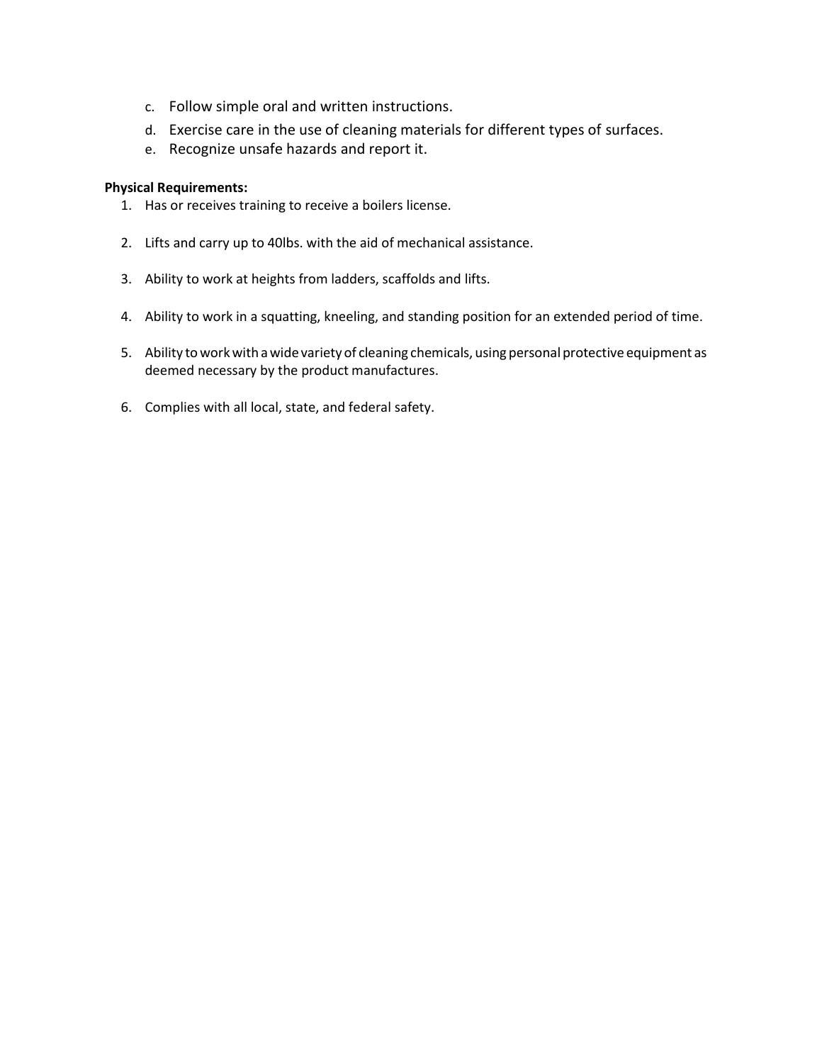c. Follow simple oral and written instructions.
d. Exercise care in the use of cleaning materials for different types of surfaces.
e. Recognize unsafe hazards and report it.

**Physical Requirements:**

1. Has or receives training to receive a boilers license.

2. Lifts and carry up to 40lbs. with the aid of mechanical assistance.

3. Ability to work at heights from ladders, scaffolds and lifts.

4. Ability to work in a squatting, kneeling, and standing position for an extended period of time.

5. Ability to work with a wide variety of cleaning chemicals, using personal protective equipment as deemed necessary by the product manufactures.

6. Complies with all local, state, and federal safety.